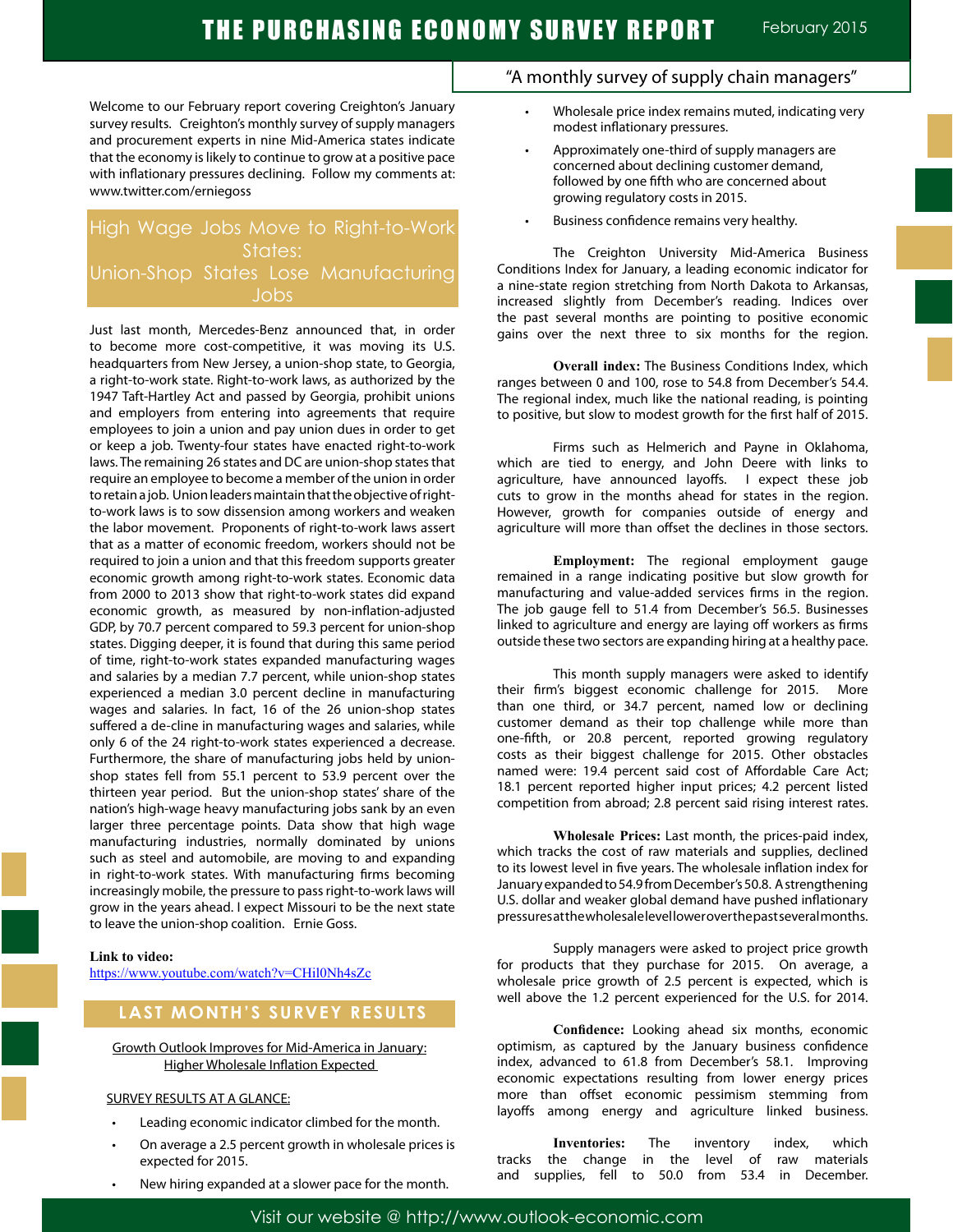# THE PURCHASING ECONOMY SURVEY REPORT

February 2015

"A monthly survey of supply chain managers"

Welcome to our February report covering Creighton's January survey results. Creighton's monthly survey of supply managers and procurement experts in nine Mid-America states indicate that the economy is likely to continue to grow at a positive pace with inflationary pressures declining. Follow my comments at: www.twitter.com/erniegoss

## High Wage Jobs Move to Right-to-Work States: Union-Shop States Lose Manufacturing Jobs

Just last month, Mercedes-Benz announced that, in order to become more cost-competitive, it was moving its U.S. headquarters from New Jersey, a union-shop state, to Georgia, a right-to-work state. Right-to-work laws, as authorized by the 1947 Taft-Hartley Act and passed by Georgia, prohibit unions and employers from entering into agreements that require employees to join a union and pay union dues in order to get or keep a job. Twenty-four states have enacted right-to-work laws. The remaining 26 states and DC are union-shop states that require an employee to become a member of the union in order to retain a job. Union leaders maintain that the objective of right-to-work laws is to sow dissension among workers and weaken the labor movement. Proponents of right-to-work laws assert that as a matter of economic freedom, workers should not be required to join a union and that this freedom supports greater economic growth among right-to-work states. Economic data from 2000 to 2013 show that right-to-work states did expand economic growth, as measured by non-inflation-adjusted GDP, by 70.7 percent compared to 59.3 percent for union-shop states. Digging deeper, it is found that during this same period of time, right-to-work states expanded manufacturing wages and salaries by a median 7.7 percent, while union-shop states experienced a median 3.0 percent decline in manufacturing wages and salaries. In fact, 16 of the 26 union-shop states suffered a de-cline in manufacturing wages and salaries, while only 6 of the 24 right-to-work states experienced a decrease. Furthermore, the share of manufacturing jobs held by union-shop states fell from 55.1 percent to 53.9 percent over the thirteen year period. But the union-shop states' share of the nation's high-wage heavy manufacturing jobs sank by an even larger three percentage points. Data show that high wage manufacturing industries, normally dominated by unions such as steel and automobile, are moving to and expanding in right-to-work states. With manufacturing firms becoming increasingly mobile, the pressure to pass right-to-work laws will grow in the years ahead. I expect Missouri to be the next state to leave the union-shop coalition. Ernie Goss.

**Link to video:**
https://www.youtube.com/watch?v=CHil0Nh4sZc

## LAST MONTH'S SURVEY RESULTS

Growth Outlook Improves for Mid-America in January: Higher Wholesale Inflation Expected

SURVEY RESULTS AT A GLANCE:

- Leading economic indicator climbed for the month.
- On average a 2.5 percent growth in wholesale prices is expected for 2015.
- New hiring expanded at a slower pace for the month.
- Wholesale price index remains muted, indicating very modest inflationary pressures.
- Approximately one-third of supply managers are concerned about declining customer demand, followed by one fifth who are concerned about growing regulatory costs in 2015.
- Business confidence remains very healthy.

The Creighton University Mid-America Business Conditions Index for January, a leading economic indicator for a nine-state region stretching from North Dakota to Arkansas, increased slightly from December's reading. Indices over the past several months are pointing to positive economic gains over the next three to six months for the region.

**Overall index:** The Business Conditions Index, which ranges between 0 and 100, rose to 54.8 from December's 54.4. The regional index, much like the national reading, is pointing to positive, but slow to modest growth for the first half of 2015.

Firms such as Helmerich and Payne in Oklahoma, which are tied to energy, and John Deere with links to agriculture, have announced layoffs. I expect these job cuts to grow in the months ahead for states in the region. However, growth for companies outside of energy and agriculture will more than offset the declines in those sectors.

**Employment:** The regional employment gauge remained in a range indicating positive but slow growth for manufacturing and value-added services firms in the region. The job gauge fell to 51.4 from December's 56.5. Businesses linked to agriculture and energy are laying off workers as firms outside these two sectors are expanding hiring at a healthy pace.

This month supply managers were asked to identify their firm's biggest economic challenge for 2015. More than one third, or 34.7 percent, named low or declining customer demand as their top challenge while more than one-fifth, or 20.8 percent, reported growing regulatory costs as their biggest challenge for 2015. Other obstacles named were: 19.4 percent said cost of Affordable Care Act; 18.1 percent reported higher input prices; 4.2 percent listed competition from abroad; 2.8 percent said rising interest rates.

**Wholesale Prices:** Last month, the prices-paid index, which tracks the cost of raw materials and supplies, declined to its lowest level in five years. The wholesale inflation index for January expanded to 54.9 from December's 50.8. A strengthening U.S. dollar and weaker global demand have pushed inflationary pressures at the wholesale level lower over the past several months.

Supply managers were asked to project price growth for products that they purchase for 2015. On average, a wholesale price growth of 2.5 percent is expected, which is well above the 1.2 percent experienced for the U.S. for 2014.

**Confidence:** Looking ahead six months, economic optimism, as captured by the January business confidence index, advanced to 61.8 from December's 58.1. Improving economic expectations resulting from lower energy prices more than offset economic pessimism stemming from layoffs among energy and agriculture linked business.

**Inventories:** The inventory index, which tracks the change in the level of raw materials and supplies, fell to 50.0 from 53.4 in December.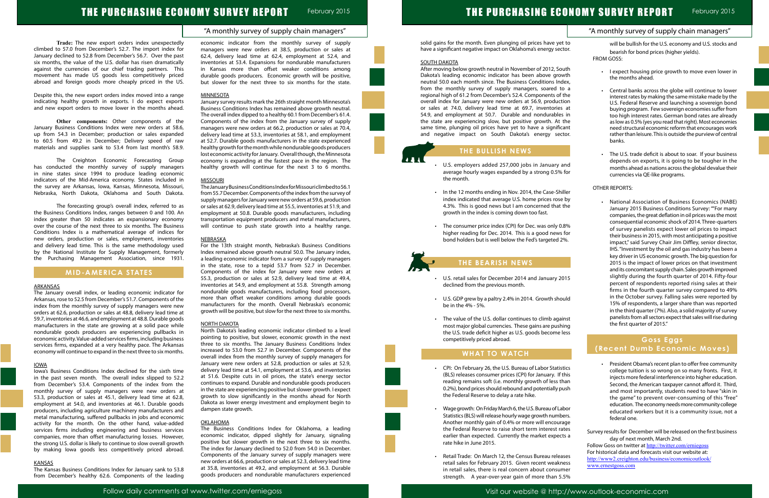**Trade:** The new export orders index unexpectedly climbed to 57.0 from December's 52.7. The import index for January declined to 52.8 from December's 56.7. Over the past six months, the value of the U.S. dollar has risen dramatically against the currencies of our chief trading partners. This movement has made US goods less competitively priced abroad and foreign goods more cheaply priced in the US.

Despite this, the new export orders index moved into a range indicating healthy growth in exports. I do expect exports and new export orders to move lower in the months ahead.

**Other components:** Other components of the January Business Conditions Index were new orders at 58.6, up from 54.3 in December; production or sales expanded to 60.5 from 49.2 in December; Delivery speed of raw materials and supplies sank to 53.4 from last month's 58.9.

The Creighton Economic Forecasting Group has conducted the monthly survey of supply managers in nine states since 1994 to produce leading economic indicators of the Mid-America economy. States included in the survey are Arkansas, Iowa, Kansas, Minnesota, Missouri, Nebraska, North Dakota, Oklahoma and South Dakota.

The forecasting group's overall index, referred to as the Business Conditions Index, ranges between 0 and 100. An index greater than 50 indicates an expansionary economy over the course of the next three to six months. The Business Conditions Index is a mathematical average of indices for new orders, production or sales, employment, inventories and delivery lead time. This is the same methodology used by the National Institute for Supply Management, formerly the Purchasing Management Association, since 1931.

## MID-AMERICA STATES

### ARKANSAS

The January overall index, or leading economic indicator for Arkansas, rose to 52.5 from December's 51.7. Components of the index from the monthly survey of supply managers were new orders at 62.6, production or sales at 48.8, delivery lead time at 59.7, inventories at 46.6, and employment at 48.8. Durable goods manufacturers in the state are growing at a solid pace while nondurable goods producers are experiencing pullbacks in economic activity. Value-added services firms, including business services firms, expanded at a very healthy pace. The Arkansas economy will continue to expand in the next three to six months.

### IOWA

Iowa's Business Conditions Index declined for the sixth time in the past seven month. The overall index slipped to 52.2 from December's 53.4. Components of the index from the monthly survey of supply managers were new orders at 53.3, production or sales at 45.1, delivery lead time at 62.8, employment at 54.0, and inventories at 46.1. Durable goods producers, including agriculture machinery manufacturers and metal manufacturing, suffered pullbacks in jobs and economic activity for the month. On the other hand, value-added services firms including engineering and business services companies, more than offset manufacturing losses. However, the strong U.S. dollar is likely to continue to slow overall growth by making Iowa goods less competitively priced abroad.

### KANSAS

The Kansas Business Conditions Index for January sank to 53.8 from December's healthy 62.6. Components of the leading economic indicator from the monthly survey of supply managers were new orders at 38.5, production or sales at 62.4, delivery lead time at 62.4, employment at 52.4, and inventories at 53.4. Expansions for nondurable manufacturers in Kansas more than offset weaker conditions among durable goods producers. Economic growth will be positive, but slower for the next three to six months for the state.

### MINNESOTA

January survey results mark the 26th straight month Minnesota's Business Conditions Index has remained above growth neutral. The overall index dipped to a healthy 60.1 from December's 61.4. Components of the index from the January survey of supply managers were new orders at 66.2, production or sales at 70.4, delivery lead time at 53.3, inventories at 58.1, and employment at 52.7. Durable goods manufacturers in the state experienced healthy growth for the month while nondurable goods producers lost economic activity for January. Overall though, the Minnesota economy is expanding at the fastest pace in the region. The healthy growth will continue for the next 3 to 6 months.

### MISSOURI

The January Business Conditions Index for Missouri climbed to 56.1 from 55.7 December. Components of the index from the survey of supply managers for January were new orders at 59.6, production or sales at 62.9, delivery lead time at 55.5, inventories at 51.9, and employment at 50.8. Durable goods manufacturers, including transportation equipment producers and metal manufacturers, will continue to push state growth into a healthy range.

### NEBRASKA

For the 13th straight month, Nebraska's Business Conditions Index remained above growth neutral 50.0. The January index, a leading economic indicator from a survey of supply managers in the state, rose to a tepid 53.7 from 52.7 in December. Components of the index for January were new orders at 55.3, production or sales at 52.9, delivery lead time at 49.4, inventories at 54.9, and employment at 55.8. Strength among nondurable goods manufacturers, including food processors, more than offset weaker conditions among durable goods manufacturers for the month. Overall Nebraska's economic growth will be positive, but slow for the next three to six months.

### NORTH DAKOTA

North Dakota's leading economic indicator climbed to a level pointing to positive, but slower, economic growth in the next three to six months. The January Business Conditions Index increased to 53.0 from 52.7 in December. Components of the overall index from the monthly survey of supply managers for January were new orders at 52.8, production or sales at 52.9, delivery lead time at 54.1, employment at 53.6, and inventories at 51.6. Despite cuts in oil prices, the state's energy sector continues to expand. Durable and nondurable goods producers in the state are experiencing positive but slower growth. I expect growth to slow significantly in the months ahead for North Dakota as lower energy investment and employment begin to dampen state growth.

### OKLAHOMA

The Business Conditions Index for Oklahoma, a leading economic indicator, dipped slightly for January, signaling positive but slower growth in the next three to six months. The index for January declined to 52.0 from 54.0 in December. Components of the January survey of supply managers were new orders at 66.6, production or sales at 52.3, delivery lead time at 35.8, inventories at 49.2, and employment at 56.3. Durable goods producers and nondurable manufacturers experienced solid gains for the month. Even plunging oil prices have yet to have a significant negative impact on Oklahoma's energy sector.

### SOUTH DAKOTA

After moving below growth neutral in November of 2012, South Dakota's leading economic indicator has been above growth neutral 50.0 each month since. The Business Conditions Index, from the monthly survey of supply managers, soared to a regional high of 61.2 from December's 52.4. Components of the overall index for January were new orders at 56.9, production or sales at 74.0, delivery lead time at 69.7, inventories at 54.9, and employment at 50.7. Durable and nondurables in the state are experiencing slow, but positive growth. At the same time, plunging oil prices have yet to have a significant and negative impact on South Dakota's energy sector.

## THE BULLISH NEWS

- U.S. employers added 257,000 jobs in January and average hourly wages expanded by a strong 0.5% for the month.
- In the 12 months ending in Nov. 2014, the Case-Shiller index indicated that average U.S. home prices rose by 4.3%. This is good news but I am concerned that the growth in the index is coming down too fast.
- The consumer price index (CPI) for Dec. was only 0.8% higher reading for Dec. 2014. This is a good news for bond holders but is well below the Fed's targeted 2%.

## THE BEARISH NEWS

- U.S. retail sales for December 2014 and January 2015 declined from the previous month.
- U.S. GDP grew by a paltry 2.4% in 2014. Growth should be in the 4% - 5%.
- The value of the U.S. dollar continues to climb against most major global currencies. These gains are pushing the U.S. trade deficit higher as U.S. goods become less competitively priced abroad.

## WHAT TO WATCH

- CPI: On February 26, the U.S. Bureau of Labor Statistics (BLS) releases consumer prices (CPI) for January. If this reading remains soft (i.e. monthly growth of less than 0.2%), bond prices should rebound and potentially push the Federal Reserve to delay a rate hike.
- Wage growth: On Friday March 6, the U.S. Bureau of Labor Statistics (BLS) will release hourly wage growth numbers. Another monthly gain of 0.4% or more will encourage the Federal Reserve to raise short term interest rates earlier than expected. Currently the market expects a rate hike in June 2015.
- Retail Trade: On March 12, the Census Bureau releases retail sales for February 2015. Given recent weakness in retail sales, there is real concern about consumer strength. A year-over-year gain of more than 5.5% will be bullish for the U.S. economy and U.S. stocks and bearish for bond prices (higher yields).

FROM GOSS:

- I expect housing price growth to move even lower in the months ahead.
- Central banks across the globe will continue to lower interest rates by making the same mistake made by the U.S. Federal Reserve and launching a sovereign bond buying program. Few sovereign economies suffer from too high interest rates. German bond rates are already as low as 0.5% (yes you read that right). Most economies need structural economic reform that encourages work rather than leisure. This is outside the purview of central banks.
- The U.S. trade deficit is about to soar. If your business depends on exports, it is going to be tougher in the months ahead as nations across the global devalue their currencies via QE-like programs.

OTHER REPORTS:

- National Association of Business Economics (NABE) January 2015 Business Conditions Survey: ""For many companies, the great deflation in oil prices was the most consequential economic shock of 2014. Three-quarters of survey panelists expect lower oil prices to impact their business in 2015, with most anticipating a positive impact," said Survey Chair Jim Diffley, senior director, IHS. "Investment by the oil and gas industry has been a key driver in US economic growth. The big question for 2015 is the impact of lower prices on that investment and its concomitant supply chain. Sales growth improved slightly during the fourth quarter of 2014. Fifty-four percent of respondents reported rising sales at their firms in the fourth quarter survey compared to 49% in the October survey. Falling sales were reported by 15% of respondents, a larger share than was reported in the third quarter (7%). Also, a solid majority of survey panelists from all sectors expect that sales will rise during the first quarter of 2015."

## Goss Eggs (Recent Dumb Economic Moves)

- President Obama's recent plan to offer free community college tuition is so wrong on so many fronts. First, it injects more federal interference into higher education. Second, the American taxpayer cannot afford it. Third, and most importantly, students need to have "skin in the game" to prevent over-consuming of this "free" education. The economy needs more community college educated workers but it is a community issue, not a federal one.

Survey results for December will be released on the first business day of next month, March 2nd.

Follow Goss on twitter at http://twitter.com/erniegoss

For historical data and forecasts visit our website at:
http://www2.creighton.edu/business/economicoutlook/
www.ernestgoss.com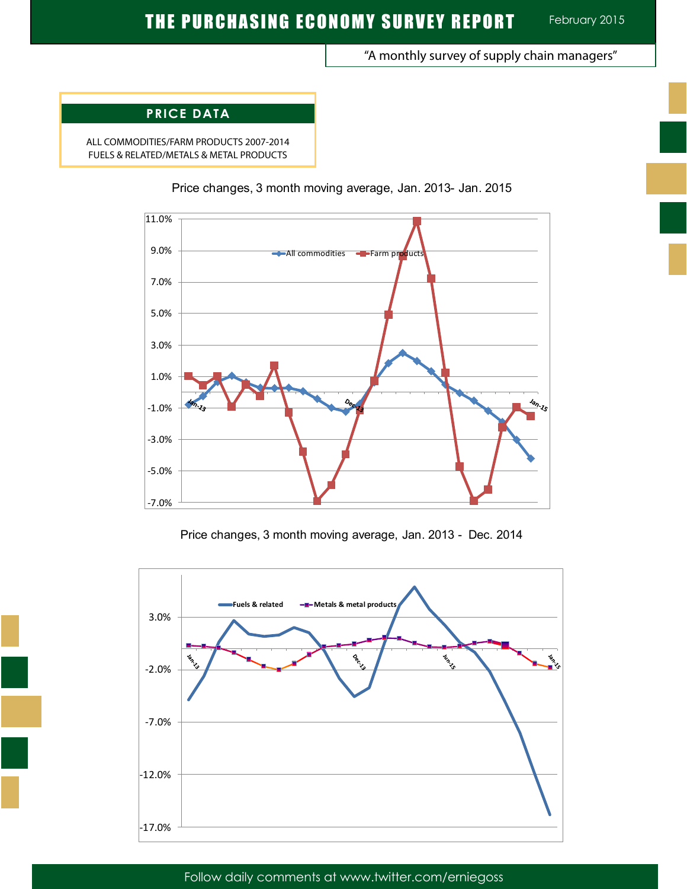## PRICE DATA

ALL COMMODITIES/FARM PRODUCTS 2007-2014
FUELS & RELATED/METALS & METAL PRODUCTS

Price changes, 3 month moving average, Jan. 2013- Jan. 2015

All commodities
Farm products

11.0%
9.0%
7.0%
5.0%
3.0%
1.0%
-1.0%
-3.0%
-5.0%
-7.0%

Jan-13
Dec-13
Jan-15

Price changes, 3 month moving average, Jan. 2013 - Dec. 2014

Fuels & related
Metals & metal products

3.0%
-2.0%
-7.0%
-12.0%
-17.0%

Jan-13
Dec-13
Jun-15
Jan-15